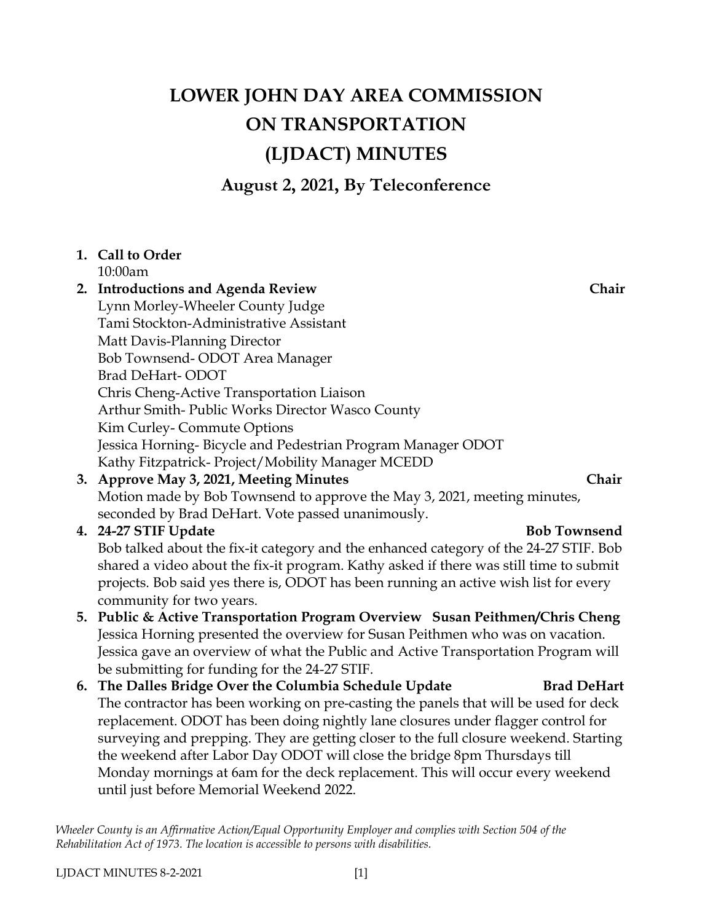# LOWER JOHN DAY AREA COMMISSION ON TRANSPORTATION (LJDACT) MINUTES

## August 2, 2021, By Teleconference

1. **Call to Order**
   10:00am
2. **Introductions and Agenda Review** **Chair**
   Lynn Morley-Wheeler County Judge
   Tami Stockton-Administrative Assistant
   Matt Davis-Planning Director
   Bob Townsend- ODOT Area Manager
   Brad DeHart- ODOT
   Chris Cheng-Active Transportation Liaison
   Arthur Smith- Public Works Director Wasco County
   Kim Curley- Commute Options
   Jessica Horning- Bicycle and Pedestrian Program Manager ODOT
   Kathy Fitzpatrick- Project/Mobility Manager MCEDD
3. **Approve May 3, 2021, Meeting Minutes** **Chair**
   Motion made by Bob Townsend to approve the May 3, 2021, meeting minutes, seconded by Brad DeHart. Vote passed unanimously.
4. **24-27 STIF Update** **Bob Townsend**
   Bob talked about the fix-it category and the enhanced category of the 24-27 STIF. Bob shared a video about the fix-it program. Kathy asked if there was still time to submit projects. Bob said yes there is, ODOT has been running an active wish list for every community for two years.
5. **Public & Active Transportation Program Overview** **Susan Peithmen/Chris Cheng**
   Jessica Horning presented the overview for Susan Peithmen who was on vacation. Jessica gave an overview of what the Public and Active Transportation Program will be submitting for funding for the 24-27 STIF.
6. **The Dalles Bridge Over the Columbia Schedule Update** **Brad DeHart**
   The contractor has been working on pre-casting the panels that will be used for deck replacement. ODOT has been doing nightly lane closures under flagger control for surveying and prepping. They are getting closer to the full closure weekend. Starting the weekend after Labor Day ODOT will close the bridge 8pm Thursdays till Monday mornings at 6am for the deck replacement. This will occur every weekend until just before Memorial Weekend 2022.

*Wheeler County is an Affirmative Action/Equal Opportunity Employer and complies with Section 504 of the Rehabilitation Act of 1973. The location is accessible to persons with disabilities.*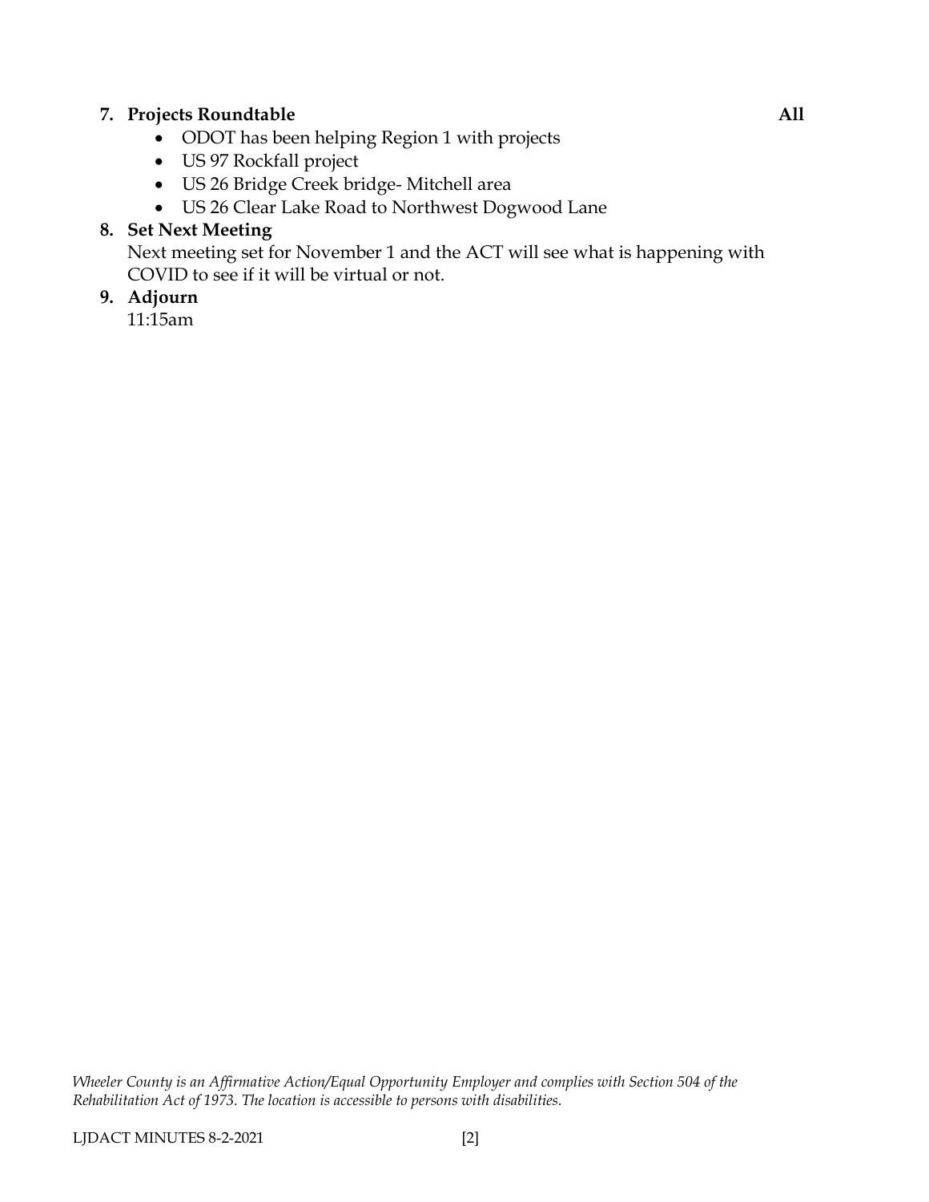7. **Projects Roundtable** **All**
    - ODOT has been helping Region 1 with projects
    - US 97 Rockfall project
    - US 26 Bridge Creek bridge- Mitchell area
    - US 26 Clear Lake Road to Northwest Dogwood Lane
8. **Set Next Meeting**
   Next meeting set for November 1 and the ACT will see what is happening with COVID to see if it will be virtual or not.
9. **Adjourn**
   11:15am

*Wheeler County is an Affirmative Action/Equal Opportunity Employer and complies with Section 504 of the Rehabilitation Act of 1973. The location is accessible to persons with disabilities.*